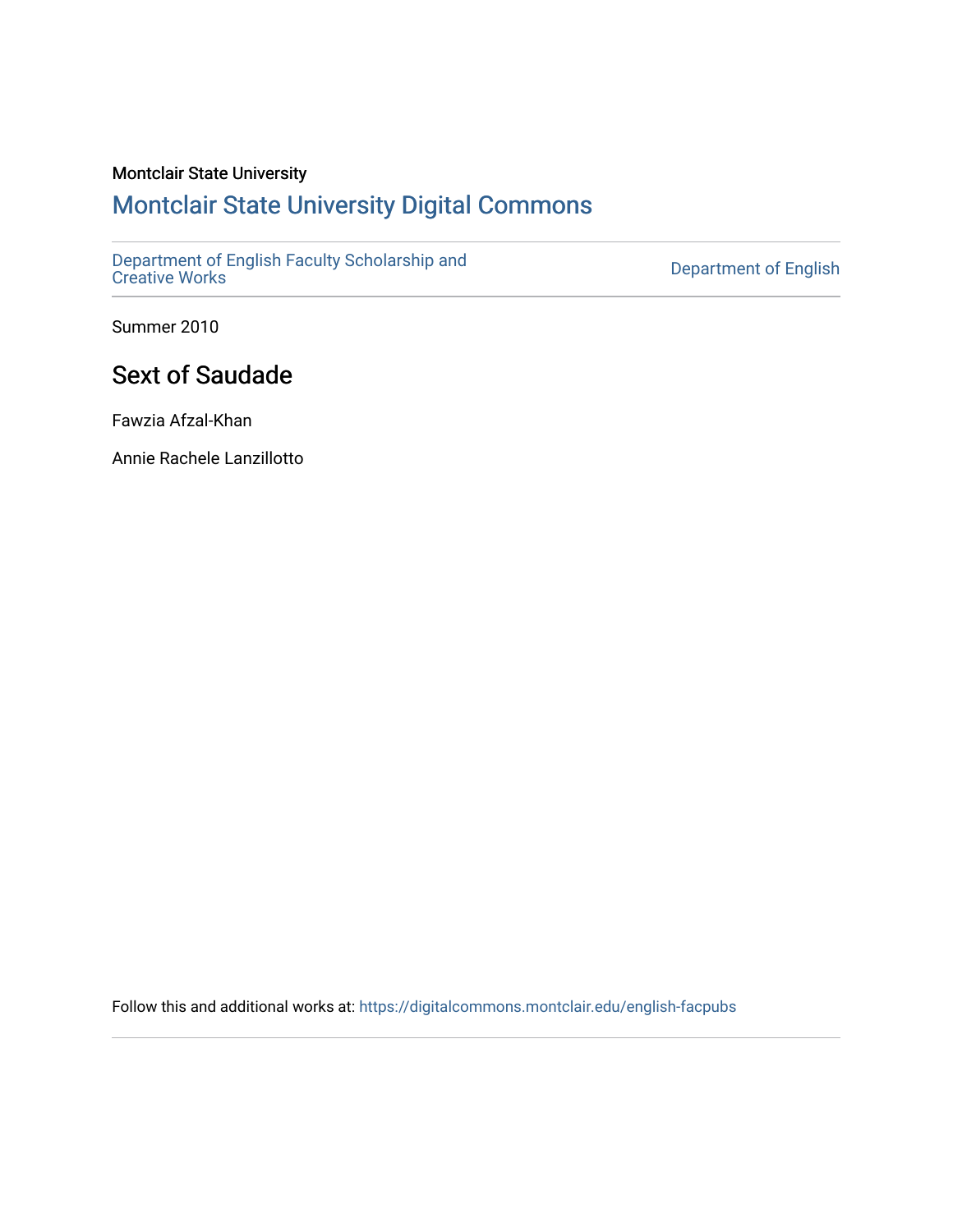Montclair State University

# Montclair State University Digital Commons

Department of English Faculty Scholarship and Creative Works

Department of English

Summer 2010

## Sext of Saudade

Fawzia Afzal-Khan

Annie Rachele Lanzillotto

Follow this and additional works at: https://digitalcommons.montclair.edu/english-facpubs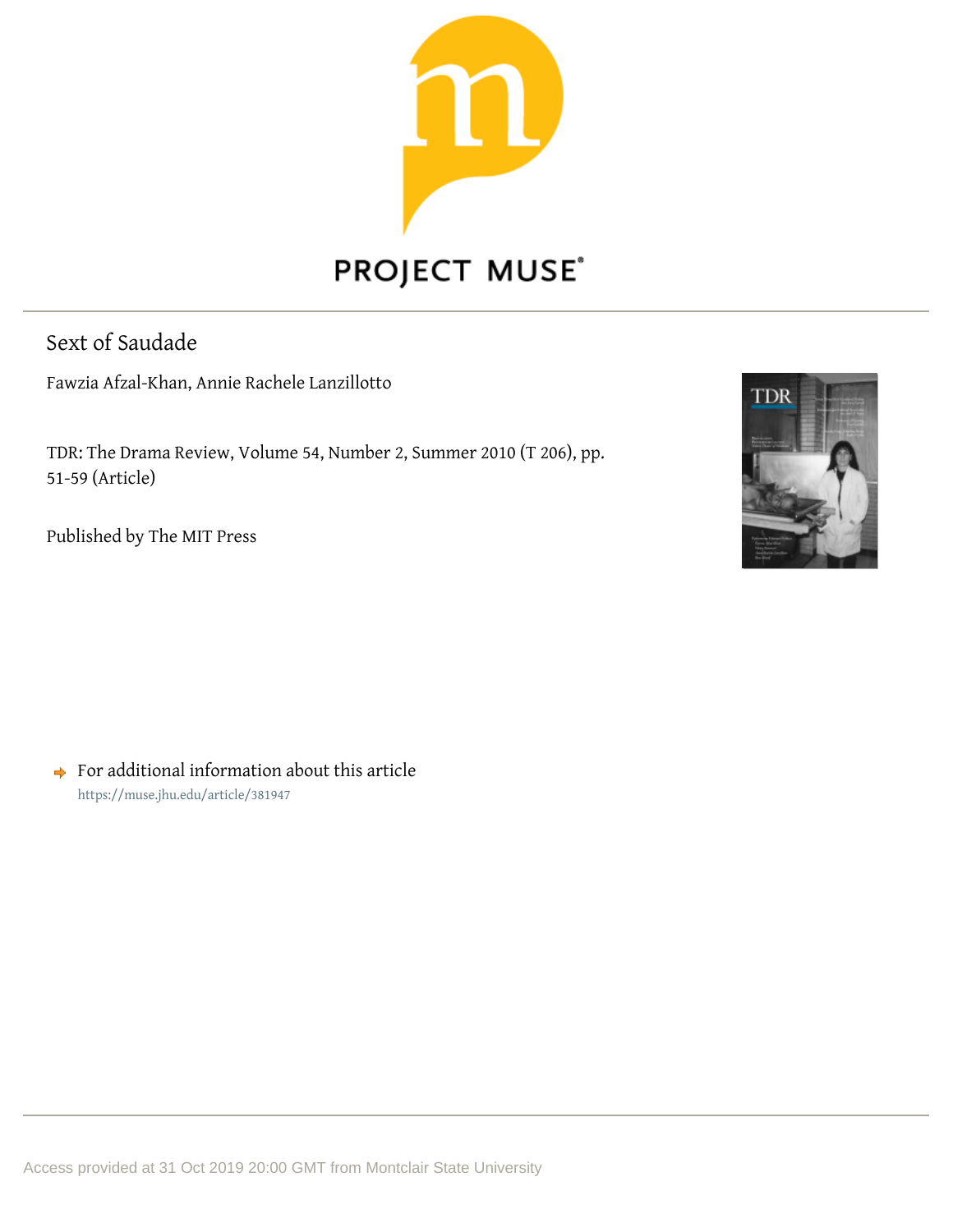PROJECT MUSE

Sext of Saudade

Fawzia Afzal-Khan, Annie Rachele Lanzillotto

TDR: The Drama Review, Volume 54, Number 2, Summer 2010 (T 206), pp. 51-59 (Article)

Published by The MIT Press

For additional information about this article

https://muse.jhu.edu/article/381947

Access provided at 31 Oct 2019 20:00 GMT from Montclair State University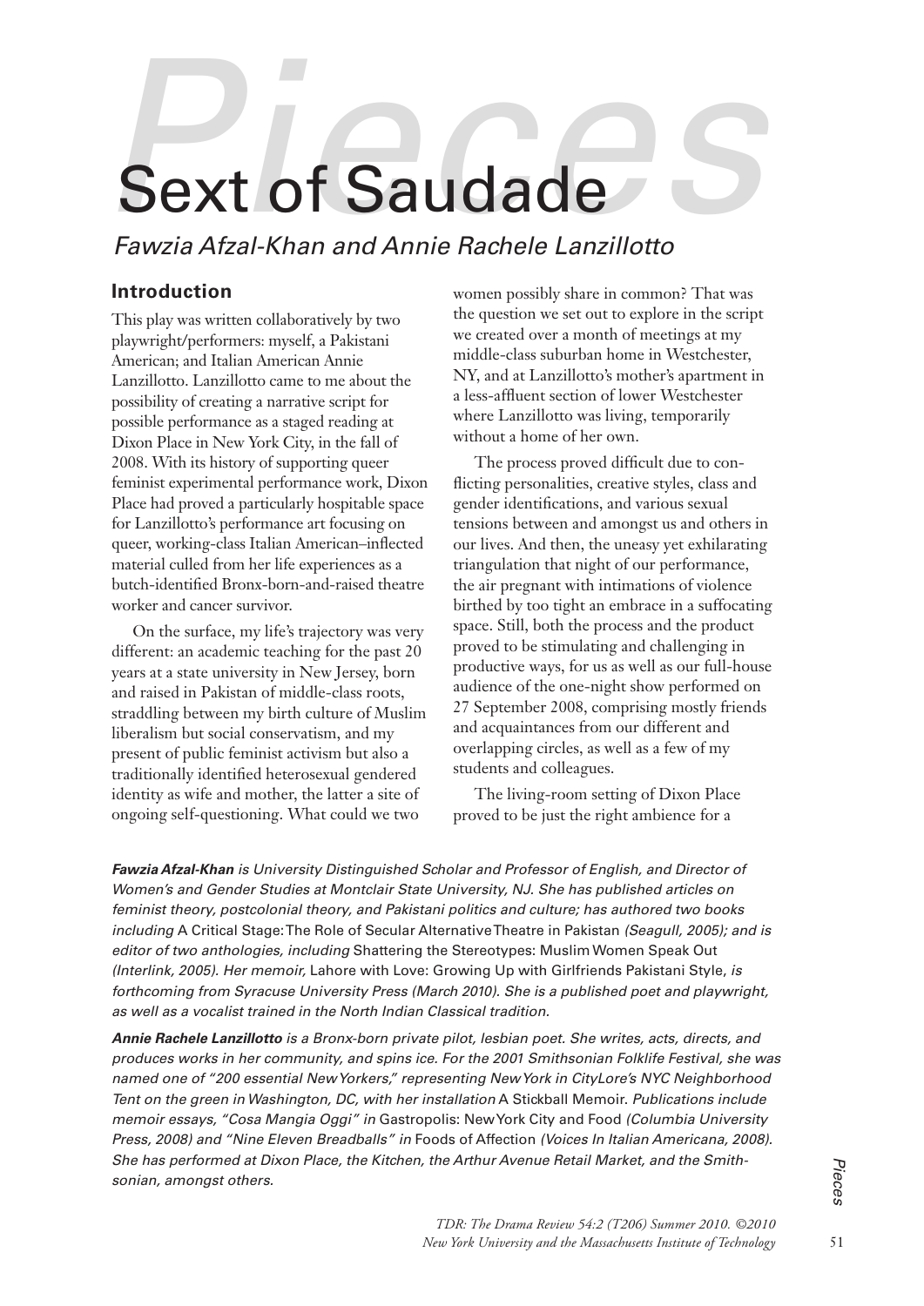# Sext of Saudade

*Fawzia Afzal-Khan and Annie Rachele Lanzillotto*

## Introduction

This play was written collaboratively by two playwright/performers: myself, a Pakistani American; and Italian American Annie Lanzillotto. Lanzillotto came to me about the possibility of creating a narrative script for possible performance as a staged reading at Dixon Place in New York City, in the fall of 2008. With its history of supporting queer feminist experimental performance work, Dixon Place had proved a particularly hospitable space for Lanzillotto's performance art focusing on queer, working-class Italian American–inflected material culled from her life experiences as a butch-identified Bronx-born-and-raised theatre worker and cancer survivor.

On the surface, my life's trajectory was very different: an academic teaching for the past 20 years at a state university in New Jersey, born and raised in Pakistan of middle-class roots, straddling between my birth culture of Muslim liberalism but social conservatism, and my present of public feminist activism but also a traditionally identified heterosexual gendered identity as wife and mother, the latter a site of ongoing self-questioning. What could we two women possibly share in common? That was the question we set out to explore in the script we created over a month of meetings at my middle-class suburban home in Westchester, NY, and at Lanzillotto's mother's apartment in a less-affluent section of lower Westchester where Lanzillotto was living, temporarily without a home of her own.

The process proved difficult due to conflicting personalities, creative styles, class and gender identifications, and various sexual tensions between and amongst us and others in our lives. And then, the uneasy yet exhilarating triangulation that night of our performance, the air pregnant with intimations of violence birthed by too tight an embrace in a suffocating space. Still, both the process and the product proved to be stimulating and challenging in productive ways, for us as well as our full-house audience of the one-night show performed on 27 September 2008, comprising mostly friends and acquaintances from our different and overlapping circles, as well as a few of my students and colleagues.

The living-room setting of Dixon Place proved to be just the right ambience for a

***Fawzia Afzal-Khan*** *is University Distinguished Scholar and Professor of English, and Director of Women's and Gender Studies at Montclair State University, NJ. She has published articles on feminist theory, postcolonial theory, and Pakistani politics and culture; has authored two books including* A Critical Stage: The Role of Secular Alternative Theatre in Pakistan *(Seagull, 2005); and is editor of two anthologies, including* Shattering the Stereotypes: Muslim Women Speak Out *(Interlink, 2005). Her memoir,* Lahore with Love: Growing Up with Girlfriends Pakistani Style, *is forthcoming from Syracuse University Press (March 2010). She is a published poet and playwright, as well as a vocalist trained in the North Indian Classical tradition.*

***Annie Rachele Lanzillotto*** *is a Bronx-born private pilot, lesbian poet. She writes, acts, directs, and produces works in her community, and spins ice. For the 2001 Smithsonian Folklife Festival, she was named one of "200 essential New Yorkers," representing New York in CityLore's NYC Neighborhood Tent on the green in Washington, DC, with her installation* A Stickball Memoir. *Publications include memoir essays, "Cosa Mangia Oggi" in* Gastropolis: New York City and Food *(Columbia University Press, 2008) and "Nine Eleven Breadballs" in* Foods of Affection *(Voices In Italian Americana, 2008). She has performed at Dixon Place, the Kitchen, the Arthur Avenue Retail Market, and the Smithsonian, amongst others.*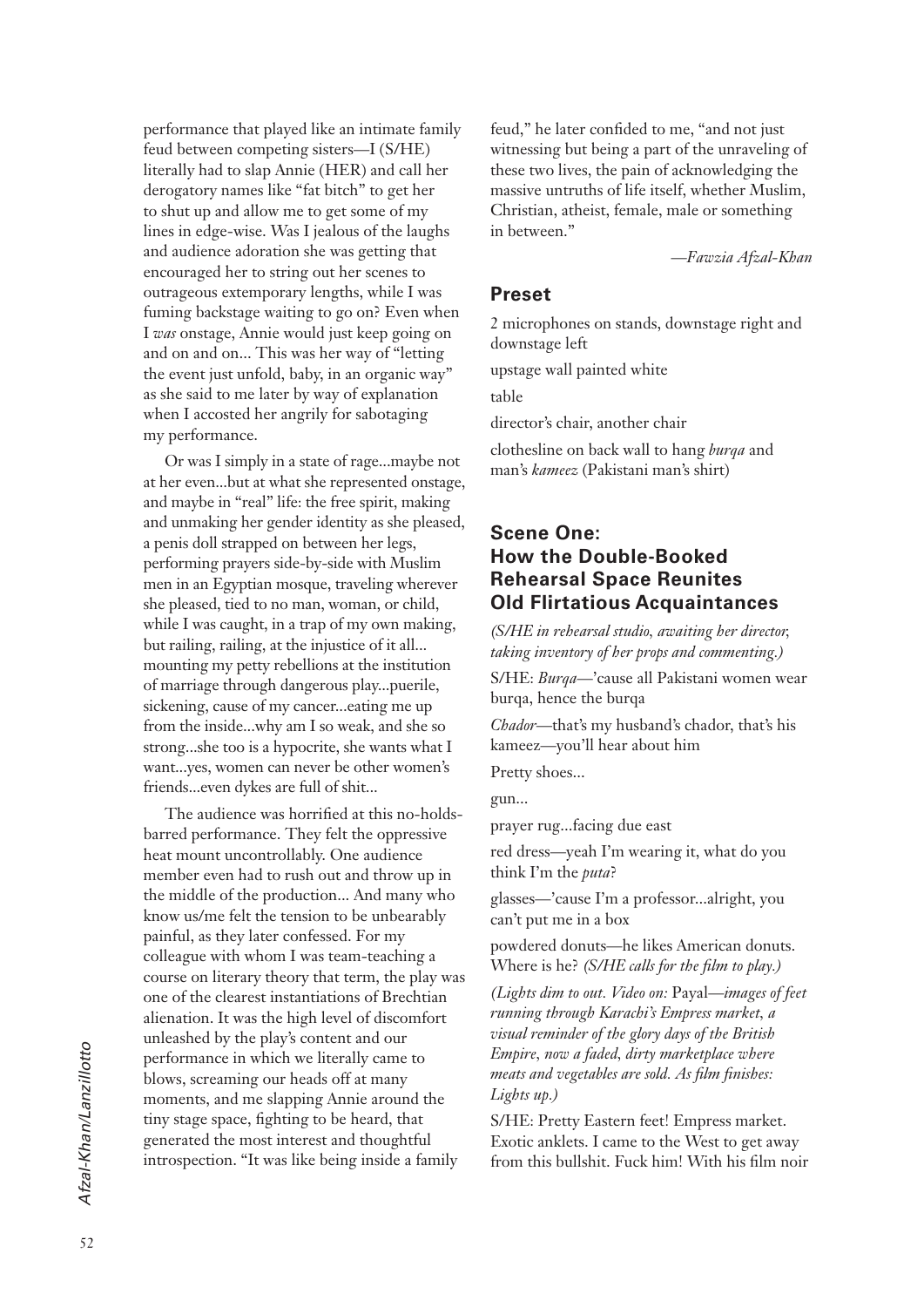performance that played like an intimate family feud between competing sisters—I (S/HE) literally had to slap Annie (HER) and call her derogatory names like "fat bitch" to get her to shut up and allow me to get some of my lines in edge-wise. Was I jealous of the laughs and audience adoration she was getting that encouraged her to string out her scenes to outrageous extemporary lengths, while I was fuming backstage waiting to go on? Even when I *was* onstage, Annie would just keep going on and on and on... This was her way of "letting the event just unfold, baby, in an organic way" as she said to me later by way of explanation when I accosted her angrily for sabotaging my performance.

Or was I simply in a state of rage...maybe not at her even...but at what she represented onstage, and maybe in "real" life: the free spirit, making and unmaking her gender identity as she pleased, a penis doll strapped on between her legs, performing prayers side-by-side with Muslim men in an Egyptian mosque, traveling wherever she pleased, tied to no man, woman, or child, while I was caught, in a trap of my own making, but railing, railing, at the injustice of it all... mounting my petty rebellions at the institution of marriage through dangerous play...puerile, sickening, cause of my cancer...eating me up from the inside...why am I so weak, and she so strong...she too is a hypocrite, she wants what I want...yes, women can never be other women's friends...even dykes are full of shit...

The audience was horrified at this no-holds-barred performance. They felt the oppressive heat mount uncontrollably. One audience member even had to rush out and throw up in the middle of the production... And many who know us/me felt the tension to be unbearably painful, as they later confessed. For my colleague with whom I was team-teaching a course on literary theory that term, the play was one of the clearest instantiations of Brechtian alienation. It was the high level of discomfort unleashed by the play's content and our performance in which we literally came to blows, screaming our heads off at many moments, and me slapping Annie around the tiny stage space, fighting to be heard, that generated the most interest and thoughtful introspection. "It was like being inside a family feud," he later confided to me, "and not just witnessing but being a part of the unraveling of these two lives, the pain of acknowledging the massive untruths of life itself, whether Muslim, Christian, atheist, female, male or something in between."

—*Fawzia Afzal-Khan*

## Preset

2 microphones on stands, downstage right and downstage left

upstage wall painted white

table

director's chair, another chair

clothesline on back wall to hang *burqa* and man's *kameez* (Pakistani man's shirt)

## Scene One: How the Double-Booked Rehearsal Space Reunites Old Flirtatious Acquaintances

*(S/HE in rehearsal studio, awaiting her director, taking inventory of her props and commenting.)*

S/HE: *Burqa*—'cause all Pakistani women wear burqa, hence the burqa

*Chador*—that's my husband's chador, that's his kameez—you'll hear about him

Pretty shoes...

gun...

prayer rug...facing due east

red dress—yeah I'm wearing it, what do you think I'm the *puta*?

glasses—'cause I'm a professor...alright, you can't put me in a box

powdered donuts—he likes American donuts. Where is he? *(S/HE calls for the film to play.)*

*(Lights dim to out. Video on:* Payal*—images of feet running through Karachi's Empress market, a visual reminder of the glory days of the British Empire, now a faded, dirty marketplace where meats and vegetables are sold. As film finishes: Lights up.)*

S/HE: Pretty Eastern feet! Empress market. Exotic anklets. I came to the West to get away from this bullshit. Fuck him! With his film noir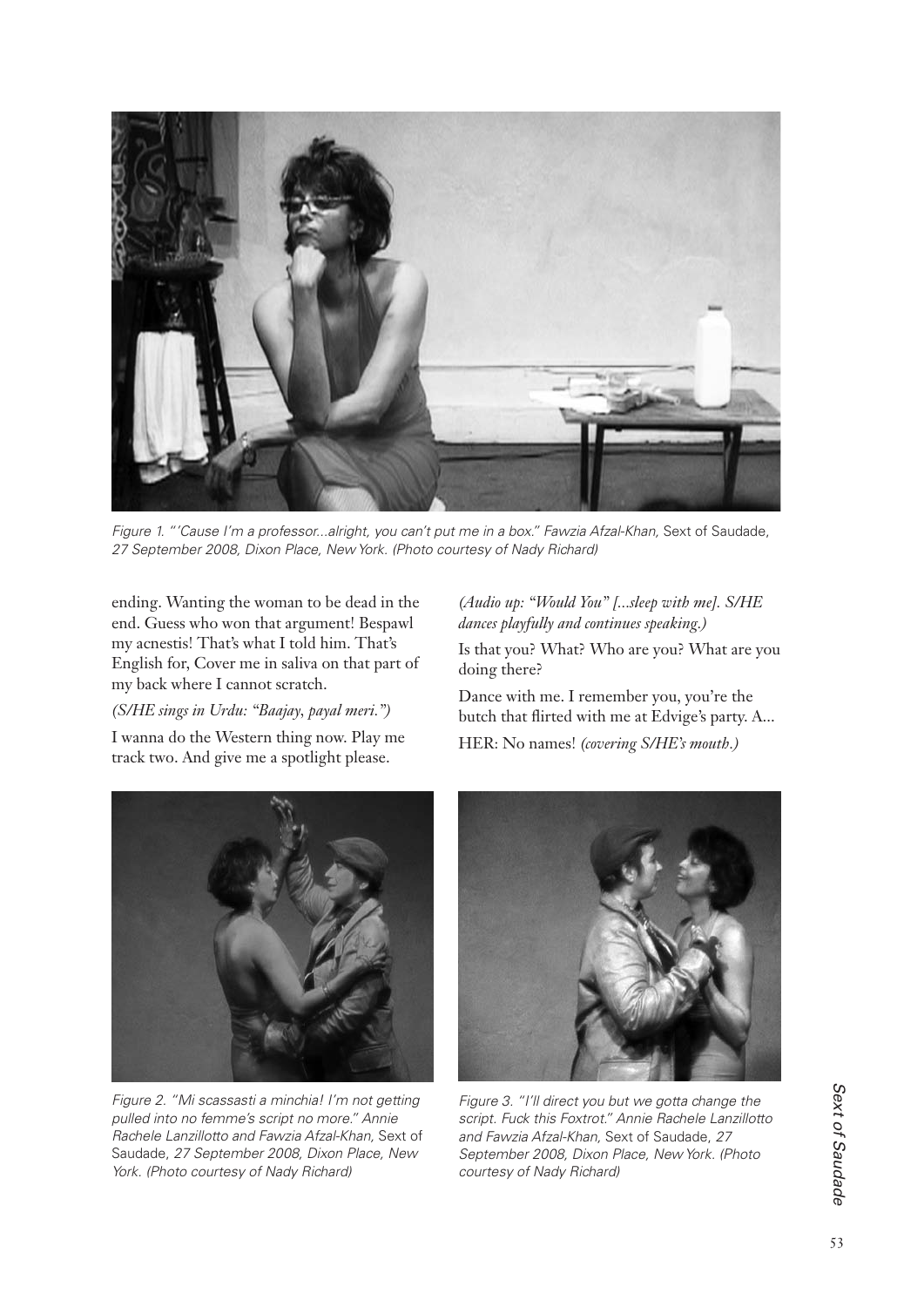*Figure 1. "'Cause I'm a professor...alright, you can't put me in a box." Fawzia Afzal-Khan,* Sext of Saudade, *27 September 2008, Dixon Place, New York. (Photo courtesy of Nady Richard)*

ending. Wanting the woman to be dead in the end. Guess who won that argument! Bespawl my acnestis! That's what I told him. That's English for, Cover me in saliva on that part of my back where I cannot scratch.

*(S/HE sings in Urdu: "Baajay, payal meri.")*

I wanna do the Western thing now. Play me track two. And give me a spotlight please.

*(Audio up: "Would You" [...sleep with me]. S/HE dances playfully and continues speaking.)*

Is that you? What? Who are you? What are you doing there?

Dance with me. I remember you, you're the butch that flirted with me at Edvige's party. A...

HER: No names! *(covering S/HE's mouth.)*

*Figure 2. "Mi scassasti a minchia! I'm not getting pulled into no femme's script no more." Annie Rachele Lanzillotto and Fawzia Afzal-Khan,* Sext of Saudade, *27 September 2008, Dixon Place, New York. (Photo courtesy of Nady Richard)*

*Figure 3. "I'll direct you but we gotta change the script. Fuck this Foxtrot." Annie Rachele Lanzillotto and Fawzia Afzal-Khan,* Sext of Saudade, *27 September 2008, Dixon Place, New York. (Photo courtesy of Nady Richard)*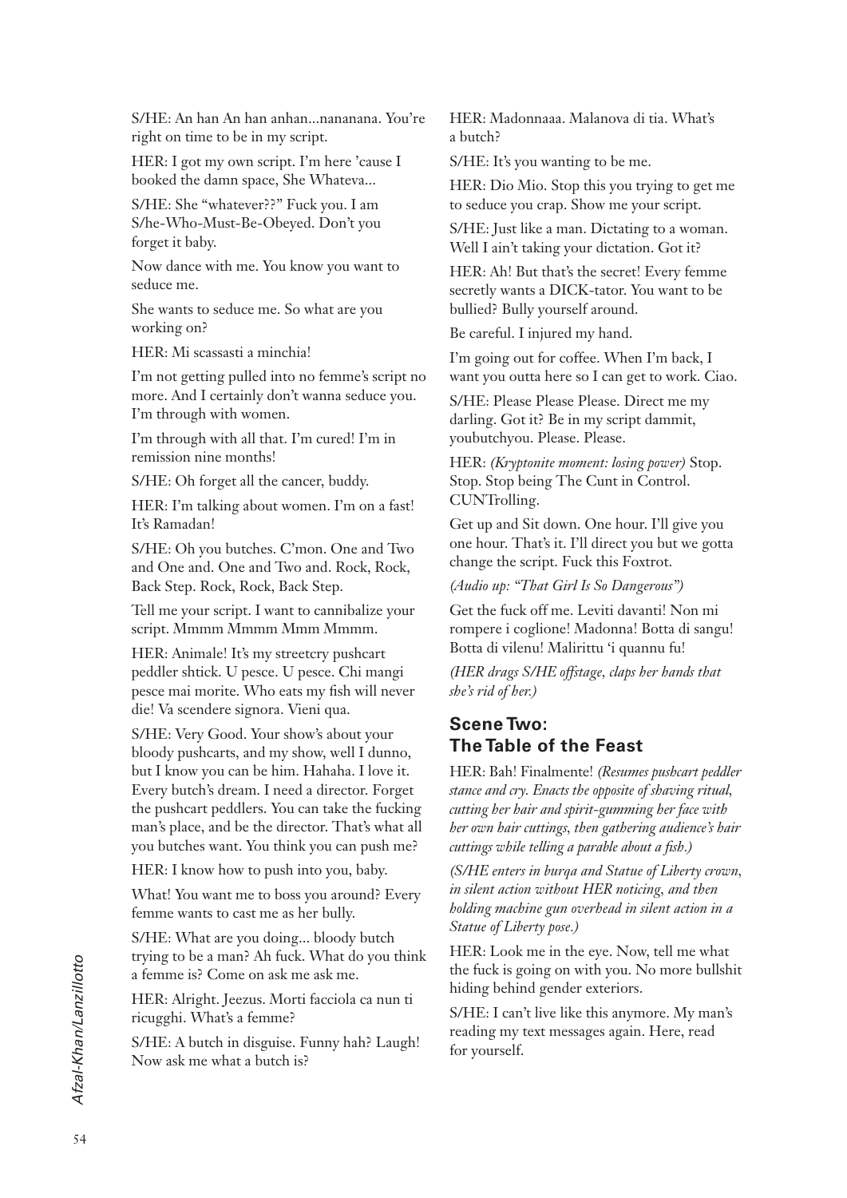S/HE: An han An han anhan...nananana. You're right on time to be in my script.

HER: I got my own script. I'm here 'cause I booked the damn space, She Whateva...

S/HE: She "whatever??" Fuck you. I am S/he-Who-Must-Be-Obeyed. Don't you forget it baby.

Now dance with me. You know you want to seduce me.

She wants to seduce me. So what are you working on?

HER: Mi scassasti a minchia!

I'm not getting pulled into no femme's script no more. And I certainly don't wanna seduce you. I'm through with women.

I'm through with all that. I'm cured! I'm in remission nine months!

S/HE: Oh forget all the cancer, buddy.

HER: I'm talking about women. I'm on a fast! It's Ramadan!

S/HE: Oh you butches. C'mon. One and Two and One and. One and Two and. Rock, Rock, Back Step. Rock, Rock, Back Step.

Tell me your script. I want to cannibalize your script. Mmmm Mmmm Mmm Mmmm.

HER: Animale! It's my streetcry pushcart peddler shtick. U pesce. U pesce. Chi mangi pesce mai morite. Who eats my fish will never die! Va scendere signora. Vieni qua.

S/HE: Very Good. Your show's about your bloody pushcarts, and my show, well I dunno, but I know you can be him. Hahaha. I love it. Every butch's dream. I need a director. Forget the pushcart peddlers. You can take the fucking man's place, and be the director. That's what all you butches want. You think you can push me?

HER: I know how to push into you, baby.

What! You want me to boss you around? Every femme wants to cast me as her bully.

S/HE: What are you doing... bloody butch trying to be a man? Ah fuck. What do you think a femme is? Come on ask me ask me.

HER: Alright. Jeezus. Morti facciola ca nun ti ricugghi. What's a femme?

S/HE: A butch in disguise. Funny hah? Laugh! Now ask me what a butch is?

HER: Madonnaaa. Malanova di tia. What's a butch?

S/HE: It's you wanting to be me.

HER: Dio Mio. Stop this you trying to get me to seduce you crap. Show me your script.

S/HE: Just like a man. Dictating to a woman. Well I ain't taking your dictation. Got it?

HER: Ah! But that's the secret! Every femme secretly wants a DICK-tator. You want to be bullied? Bully yourself around.

Be careful. I injured my hand.

I'm going out for coffee. When I'm back, I want you outta here so I can get to work. Ciao.

S/HE: Please Please Please. Direct me my darling. Got it? Be in my script dammit, youbutchyou. Please. Please.

HER: *(Kryptonite moment: losing power)* Stop. Stop. Stop being The Cunt in Control. CUNTrolling.

Get up and Sit down. One hour. I'll give you one hour. That's it. I'll direct you but we gotta change the script. Fuck this Foxtrot.

*(Audio up: "That Girl Is So Dangerous")*

Get the fuck off me. Leviti davanti! Non mi rompere i coglione! Madonna! Botta di sangu! Botta di vilenu! Malirittu 'i quannu fu!

*(HER drags S/HE offstage, claps her hands that she's rid of her.)*

## Scene Two: The Table of the Feast

HER: Bah! Finalmente! *(Resumes pushcart peddler stance and cry. Enacts the opposite of shaving ritual, cutting her hair and spirit-gumming her face with her own hair cuttings, then gathering audience's hair cuttings while telling a parable about a fish.)*

*(S/HE enters in burqa and Statue of Liberty crown, in silent action without HER noticing, and then holding machine gun overhead in silent action in a Statue of Liberty pose.)*

HER: Look me in the eye. Now, tell me what the fuck is going on with you. No more bullshit hiding behind gender exteriors.

S/HE: I can't live like this anymore. My man's reading my text messages again. Here, read for yourself.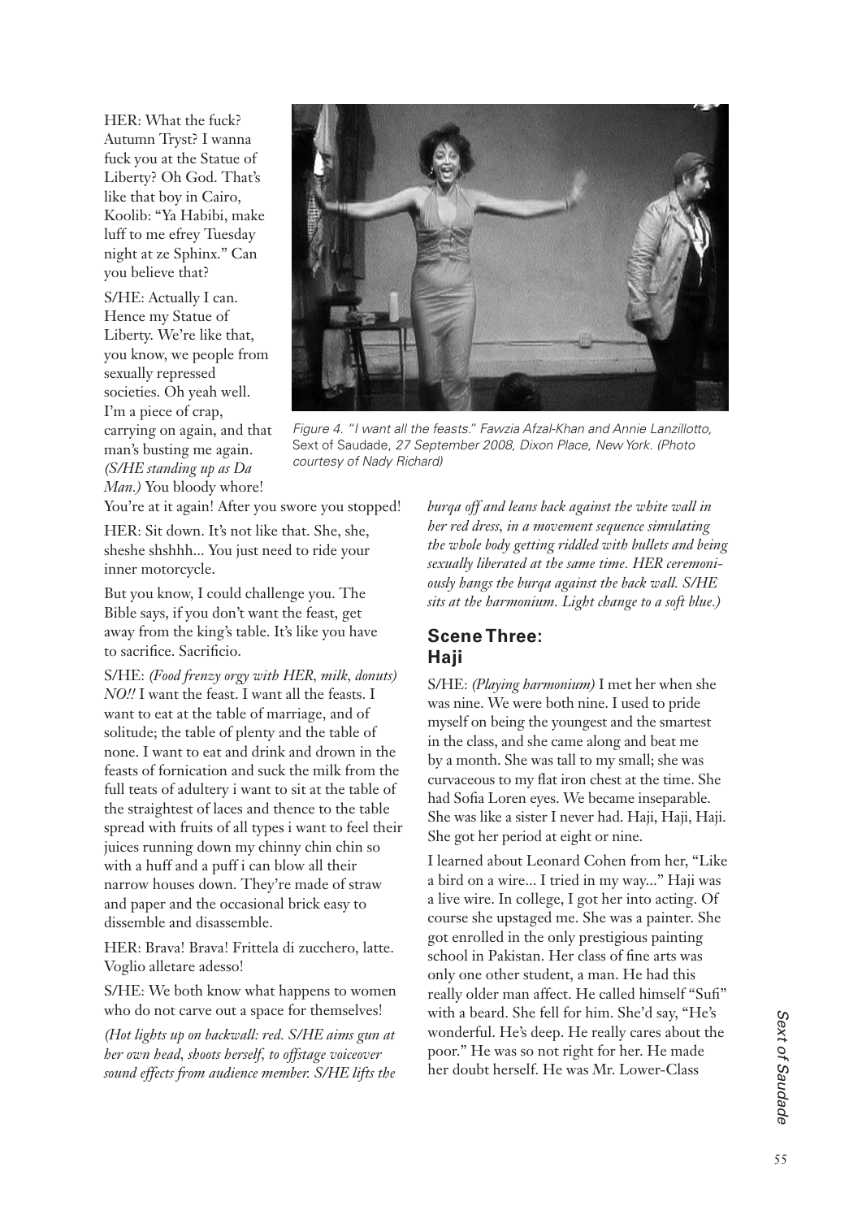HER: What the fuck? Autumn Tryst? I wanna fuck you at the Statue of Liberty? Oh God. That's like that boy in Cairo, Koolib: "Ya Habibi, make luff to me efrey Tuesday night at ze Sphinx." Can you believe that?

S/HE: Actually I can. Hence my Statue of Liberty. We're like that, you know, we people from sexually repressed societies. Oh yeah well. I'm a piece of crap, carrying on again, and that man's busting me again. *(S/HE standing up as Da Man.)* You bloody whore! You're at it again! After you swore you stopped!

HER: Sit down. It's not like that. She, she, sheshe shshhh... You just need to ride your inner motorcycle.

But you know, I could challenge you. The Bible says, if you don't want the feast, get away from the king's table. It's like you have to sacrifice. Sacrificio.

S/HE: *(Food frenzy orgy with HER, milk, donuts) NO!!* I want the feast. I want all the feasts. I want to eat at the table of marriage, and of solitude; the table of plenty and the table of none. I want to eat and drink and drown in the feasts of fornication and suck the milk from the full teats of adultery i want to sit at the table of the straightest of laces and thence to the table spread with fruits of all types i want to feel their juices running down my chinny chin chin so with a huff and a puff i can blow all their narrow houses down. They're made of straw and paper and the occasional brick easy to dissemble and disassemble.

HER: Brava! Brava! Frittela di zucchero, latte. Voglio alletare adesso!

S/HE: We both know what happens to women who do not carve out a space for themselves!

*(Hot lights up on backwall: red. S/HE aims gun at her own head, shoots herself, to offstage voiceover sound effects from audience member. S/HE lifts the burqa off and leans back against the white wall in her red dress, in a movement sequence simulating the whole body getting riddled with bullets and being sexually liberated at the same time. HER ceremoniously hangs the burqa against the back wall. S/HE sits at the harmonium. Light change to a soft blue.)*

*Figure 4. "I want all the feasts." Fawzia Afzal-Khan and Annie Lanzillotto,* Sext of Saudade, *27 September 2008, Dixon Place, New York. (Photo courtesy of Nady Richard)*

## Scene Three: Haji

S/HE: *(Playing harmonium)* I met her when she was nine. We were both nine. I used to pride myself on being the youngest and the smartest in the class, and she came along and beat me by a month. She was tall to my small; she was curvaceous to my flat iron chest at the time. She had Sofia Loren eyes. We became inseparable. She was like a sister I never had. Haji, Haji, Haji. She got her period at eight or nine.

I learned about Leonard Cohen from her, "Like a bird on a wire... I tried in my way..." Haji was a live wire. In college, I got her into acting. Of course she upstaged me. She was a painter. She got enrolled in the only prestigious painting school in Pakistan. Her class of fine arts was only one other student, a man. He had this really older man affect. He called himself "Sufi" with a beard. She fell for him. She'd say, "He's wonderful. He's deep. He really cares about the poor." He was so not right for her. He made her doubt herself. He was Mr. Lower-Class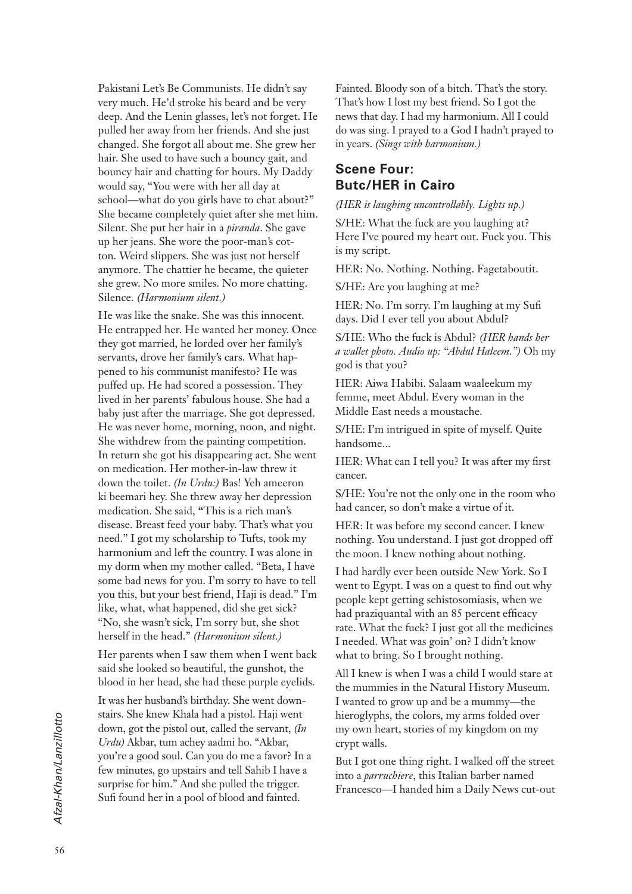Pakistani Let's Be Communists. He didn't say very much. He'd stroke his beard and be very deep. And the Lenin glasses, let's not forget. He pulled her away from her friends. And she just changed. She forgot all about me. She grew her hair. She used to have such a bouncy gait, and bouncy hair and chatting for hours. My Daddy would say, "You were with her all day at school—what do you girls have to chat about?" She became completely quiet after she met him. Silent. She put her hair in a *piranda*. She gave up her jeans. She wore the poor-man's cotton. Weird slippers. She was just not herself anymore. The chattier he became, the quieter she grew. No more smiles. No more chatting. Silence. *(Harmonium silent.)*

He was like the snake. She was this innocent. He entrapped her. He wanted her money. Once they got married, he lorded over her family's servants, drove her family's cars. What happened to his communist manifesto? He was puffed up. He had scored a possession. They lived in her parents' fabulous house. She had a baby just after the marriage. She got depressed. He was never home, morning, noon, and night. She withdrew from the painting competition. In return she got his disappearing act. She went on medication. Her mother-in-law threw it down the toilet. *(In Urdu:)* Bas! Yeh ameeron ki beemari hey. She threw away her depression medication. She said, "This is a rich man's disease. Breast feed your baby. That's what you need." I got my scholarship to Tufts, took my harmonium and left the country. I was alone in my dorm when my mother called. "Beta, I have some bad news for you. I'm sorry to have to tell you this, but your best friend, Haji is dead." I'm like, what, what happened, did she get sick? "No, she wasn't sick, I'm sorry but, she shot herself in the head." *(Harmonium silent.)*

Her parents when I saw them when I went back said she looked so beautiful, the gunshot, the blood in her head, she had these purple eyelids.

It was her husband's birthday. She went downstairs. She knew Khala had a pistol. Haji went down, got the pistol out, called the servant, *(In Urdu)* Akbar, tum achey aadmi ho. "Akbar, you're a good soul. Can you do me a favor? In a few minutes, go upstairs and tell Sahib I have a surprise for him." And she pulled the trigger. Sufi found her in a pool of blood and fainted.

Fainted. Bloody son of a bitch. That's the story. That's how I lost my best friend. So I got the news that day. I had my harmonium. All I could do was sing. I prayed to a God I hadn't prayed to in years. *(Sings with harmonium.)*

## Scene Four: Butc/HER in Cairo

*(HER is laughing uncontrollably. Lights up.)*

S/HE: What the fuck are you laughing at? Here I've poured my heart out. Fuck you. This is my script.

HER: No. Nothing. Nothing. Fagetaboutit.

S/HE: Are you laughing at me?

HER: No. I'm sorry. I'm laughing at my Sufi days. Did I ever tell you about Abdul?

S/HE: Who the fuck is Abdul? *(HER hands her a wallet photo. Audio up: "Abdul Haleem.")* Oh my god is that you?

HER: Aiwa Habibi. Salaam waaleekum my femme, meet Abdul. Every woman in the Middle East needs a moustache.

S/HE: I'm intrigued in spite of myself. Quite handsome...

HER: What can I tell you? It was after my first cancer.

S/HE: You're not the only one in the room who had cancer, so don't make a virtue of it.

HER: It was before my second cancer. I knew nothing. You understand. I just got dropped off the moon. I knew nothing about nothing.

I had hardly ever been outside New York. So I went to Egypt. I was on a quest to find out why people kept getting schistosomiasis, when we had praziquantal with an 85 percent efficacy rate. What the fuck? I just got all the medicines I needed. What was goin' on? I didn't know what to bring. So I brought nothing.

All I knew is when I was a child I would stare at the mummies in the Natural History Museum. I wanted to grow up and be a mummy—the hieroglyphs, the colors, my arms folded over my own heart, stories of my kingdom on my crypt walls.

But I got one thing right. I walked off the street into a *parruchiere*, this Italian barber named Francesco—I handed him a Daily News cut-out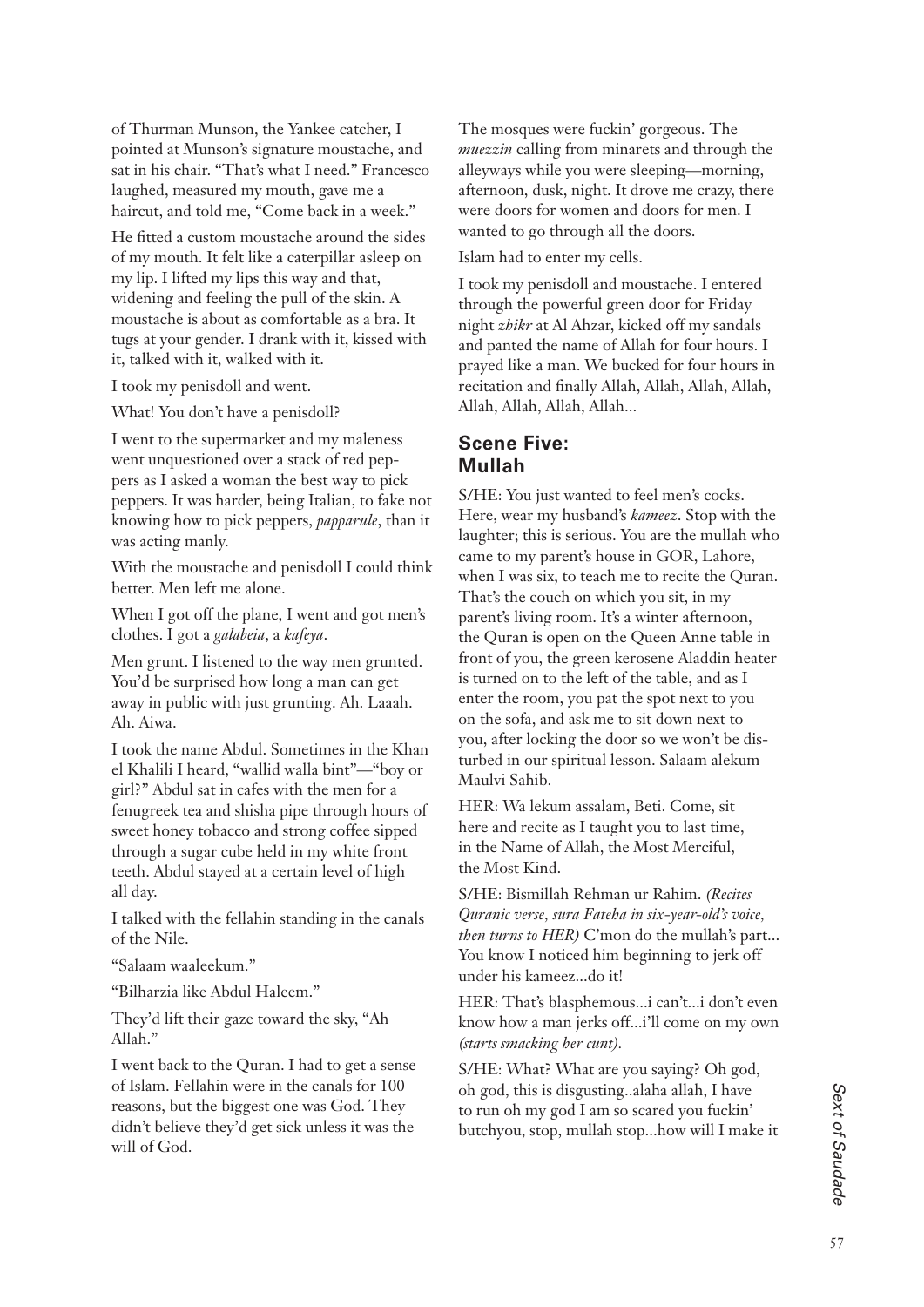of Thurman Munson, the Yankee catcher, I pointed at Munson's signature moustache, and sat in his chair. "That's what I need." Francesco laughed, measured my mouth, gave me a haircut, and told me, "Come back in a week."

He fitted a custom moustache around the sides of my mouth. It felt like a caterpillar asleep on my lip. I lifted my lips this way and that, widening and feeling the pull of the skin. A moustache is about as comfortable as a bra. It tugs at your gender. I drank with it, kissed with it, talked with it, walked with it.

I took my penisdoll and went.

What! You don't have a penisdoll?

I went to the supermarket and my maleness went unquestioned over a stack of red peppers as I asked a woman the best way to pick peppers. It was harder, being Italian, to fake not knowing how to pick peppers, *papparule*, than it was acting manly.

With the moustache and penisdoll I could think better. Men left me alone.

When I got off the plane, I went and got men's clothes. I got a *galabeia*, a *kafeya*.

Men grunt. I listened to the way men grunted. You'd be surprised how long a man can get away in public with just grunting. Ah. Laaah. Ah. Aiwa.

I took the name Abdul. Sometimes in the Khan el Khalili I heard, "wallid walla bint"—"boy or girl?" Abdul sat in cafes with the men for a fenugreek tea and shisha pipe through hours of sweet honey tobacco and strong coffee sipped through a sugar cube held in my white front teeth. Abdul stayed at a certain level of high all day.

I talked with the fellahin standing in the canals of the Nile.

"Salaam waaleekum."

"Bilharzia like Abdul Haleem."

They'd lift their gaze toward the sky, "Ah Allah."

I went back to the Quran. I had to get a sense of Islam. Fellahin were in the canals for 100 reasons, but the biggest one was God. They didn't believe they'd get sick unless it was the will of God.

The mosques were fuckin' gorgeous. The *muezzin* calling from minarets and through the alleyways while you were sleeping—morning, afternoon, dusk, night. It drove me crazy, there were doors for women and doors for men. I wanted to go through all the doors.

Islam had to enter my cells.

I took my penisdoll and moustache. I entered through the powerful green door for Friday night *zhikr* at Al Ahzar, kicked off my sandals and panted the name of Allah for four hours. I prayed like a man. We bucked for four hours in recitation and finally Allah, Allah, Allah, Allah, Allah, Allah, Allah, Allah...

## Scene Five: Mullah

S/HE: You just wanted to feel men's cocks. Here, wear my husband's *kameez*. Stop with the laughter; this is serious. You are the mullah who came to my parent's house in GOR, Lahore, when I was six, to teach me to recite the Quran. That's the couch on which you sit, in my parent's living room. It's a winter afternoon, the Quran is open on the Queen Anne table in front of you, the green kerosene Aladdin heater is turned on to the left of the table, and as I enter the room, you pat the spot next to you on the sofa, and ask me to sit down next to you, after locking the door so we won't be disturbed in our spiritual lesson. Salaam alekum Maulvi Sahib.

HER: Wa lekum assalam, Beti. Come, sit here and recite as I taught you to last time, in the Name of Allah, the Most Merciful, the Most Kind.

S/HE: Bismillah Rehman ur Rahim. *(Recites Quranic verse, sura Fateha in six-year-old's voice, then turns to HER)* C'mon do the mullah's part... You know I noticed him beginning to jerk off under his kameez...do it!

HER: That's blasphemous...i can't...i don't even know how a man jerks off...i'll come on my own *(starts smacking her cunt).*

S/HE: What? What are you saying? Oh god, oh god, this is disgusting..alaha allah, I have to run oh my god I am so scared you fuckin' butchyou, stop, mullah stop...how will I make it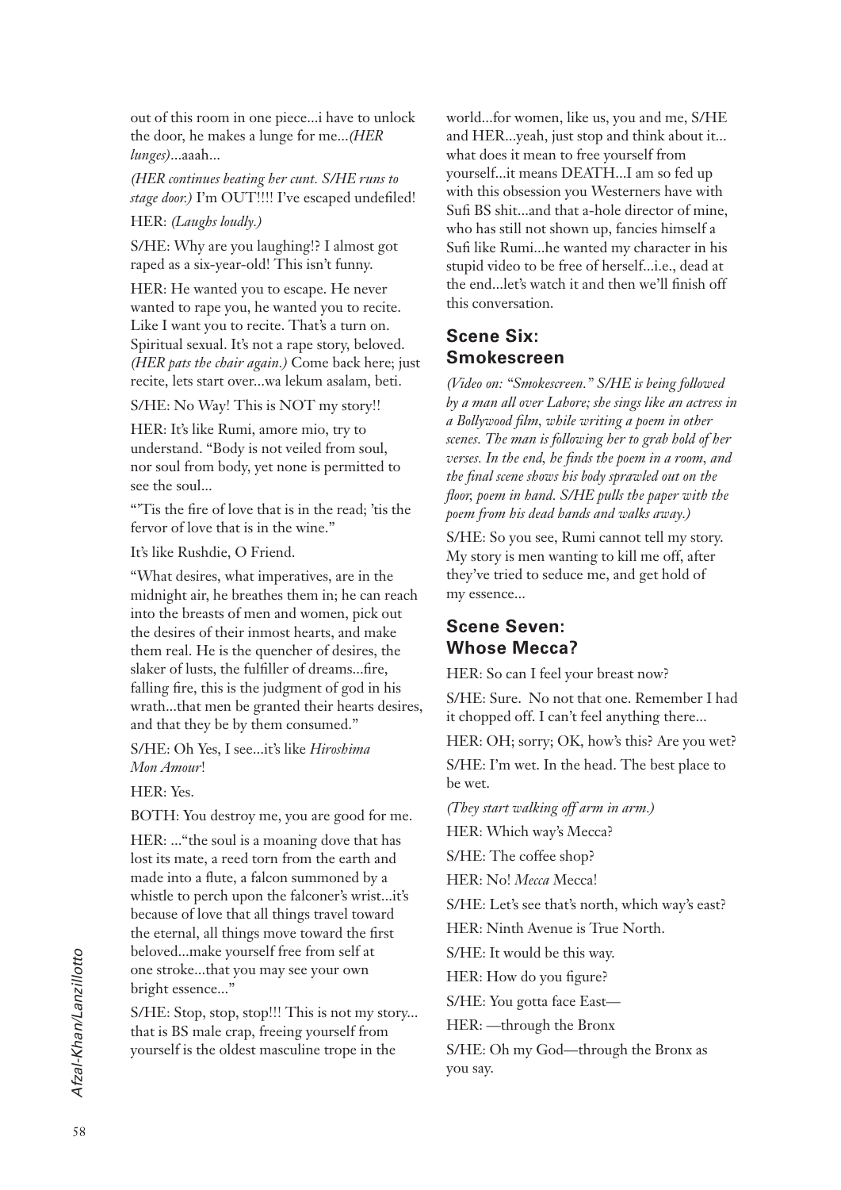out of this room in one piece...i have to unlock the door, he makes a lunge for me...*(HER lunges)*...aaah...

*(HER continues beating her cunt. S/HE runs to stage door.)* I'm OUT!!!! I've escaped undefiled!

HER: *(Laughs loudly.)*

S/HE: Why are you laughing!? I almost got raped as a six-year-old! This isn't funny.

HER: He wanted you to escape. He never wanted to rape you, he wanted you to recite. Like I want you to recite. That's a turn on. Spiritual sexual. It's not a rape story, beloved. *(HER pats the chair again.)* Come back here; just recite, lets start over...wa lekum asalam, beti.

S/HE: No Way! This is NOT my story!!

HER: It's like Rumi, amore mio, try to understand. "Body is not veiled from soul, nor soul from body, yet none is permitted to see the soul...

"'Tis the fire of love that is in the read; 'tis the fervor of love that is in the wine."

It's like Rushdie, O Friend.

"What desires, what imperatives, are in the midnight air, he breathes them in; he can reach into the breasts of men and women, pick out the desires of their inmost hearts, and make them real. He is the quencher of desires, the slaker of lusts, the fulfiller of dreams...fire, falling fire, this is the judgment of god in his wrath...that men be granted their hearts desires, and that they be by them consumed."

S/HE: Oh Yes, I see...it's like *Hiroshima Mon Amour*!

HER: Yes.

BOTH: You destroy me, you are good for me.

HER: ..."the soul is a moaning dove that has lost its mate, a reed torn from the earth and made into a flute, a falcon summoned by a whistle to perch upon the falconer's wrist...it's because of love that all things travel toward the eternal, all things move toward the first beloved...make yourself free from self at one stroke...that you may see your own bright essence..."

S/HE: Stop, stop, stop!!! This is not my story... that is BS male crap, freeing yourself from yourself is the oldest masculine trope in the world...for women, like us, you and me, S/HE and HER...yeah, just stop and think about it... what does it mean to free yourself from yourself...it means DEATH...I am so fed up with this obsession you Westerners have with Sufi BS shit...and that a-hole director of mine, who has still not shown up, fancies himself a Sufi like Rumi...he wanted my character in his stupid video to be free of herself...i.e., dead at the end...let's watch it and then we'll finish off this conversation.

## Scene Six: Smokescreen

*(Video on: "Smokescreen." S/HE is being followed by a man all over Lahore; she sings like an actress in a Bollywood film, while writing a poem in other scenes. The man is following her to grab hold of her verses. In the end, he finds the poem in a room, and the final scene shows his body sprawled out on the floor, poem in hand. S/HE pulls the paper with the poem from his dead hands and walks away.)*

S/HE: So you see, Rumi cannot tell my story. My story is men wanting to kill me off, after they've tried to seduce me, and get hold of my essence...

## Scene Seven: Whose Mecca?

HER: So can I feel your breast now?

S/HE: Sure. No not that one. Remember I had it chopped off. I can't feel anything there...

HER: OH; sorry; OK, how's this? Are you wet?

S/HE: I'm wet. In the head. The best place to be wet.

*(They start walking off arm in arm.)*

HER: Which way's Mecca?

S/HE: The coffee shop?

HER: No! *Mecca* Mecca!

S/HE: Let's see that's north, which way's east?

HER: Ninth Avenue is True North.

S/HE: It would be this way.

HER: How do you figure?

S/HE: You gotta face East—

HER: —through the Bronx

S/HE: Oh my God—through the Bronx as you say.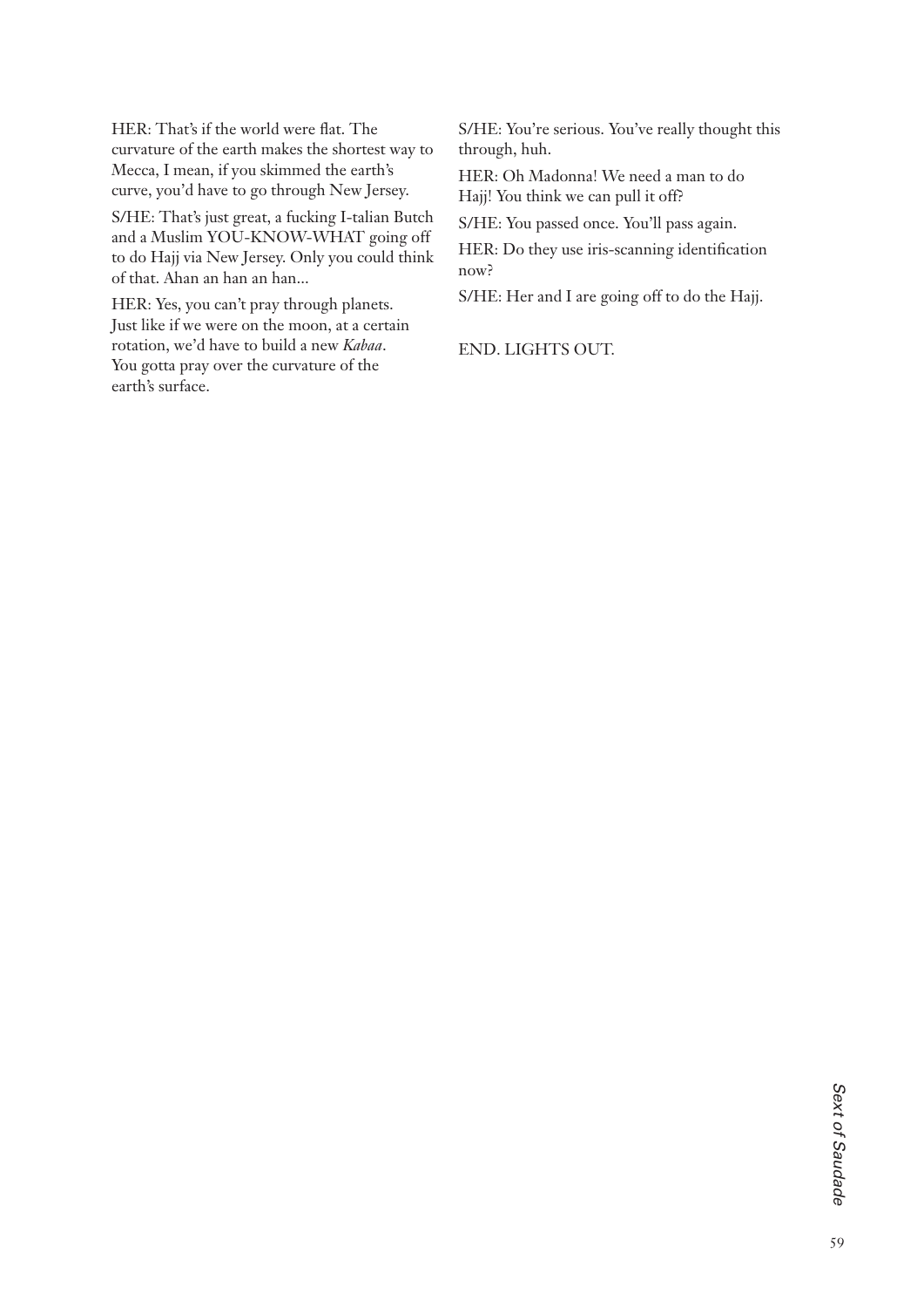HER: That's if the world were flat. The curvature of the earth makes the shortest way to Mecca, I mean, if you skimmed the earth's curve, you'd have to go through New Jersey.

S/HE: That's just great, a fucking I-talian Butch and a Muslim YOU-KNOW-WHAT going off to do Hajj via New Jersey. Only you could think of that. Ahan an han an han...

HER: Yes, you can't pray through planets. Just like if we were on the moon, at a certain rotation, we'd have to build a new *Kabaa*. You gotta pray over the curvature of the earth's surface.

S/HE: You're serious. You've really thought this through, huh.

HER: Oh Madonna! We need a man to do Hajj! You think we can pull it off?

S/HE: You passed once. You'll pass again.

HER: Do they use iris-scanning identification now?

S/HE: Her and I are going off to do the Hajj.

END. LIGHTS OUT.